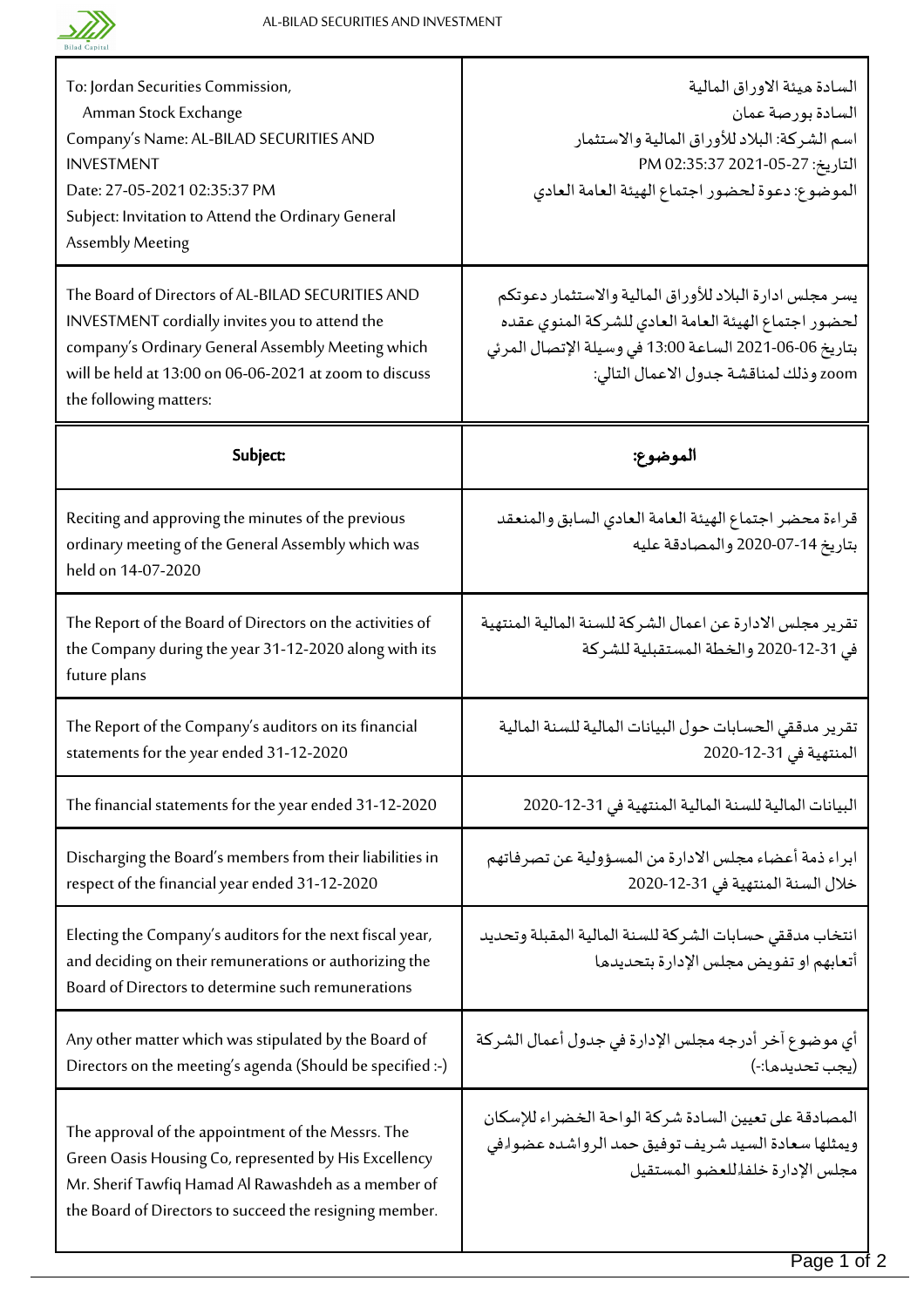| To: Jordan Securities Commission,<br>Amman Stock Exchange<br>Company's Name: AL-BILAD SECURITIES AND INVESTMENT<br>Date: 27-05-2021 02:35:37 PM<br>Subject: Invitation to Attend the Ordinary General Assembly Meeting | السادة هيئة الاوراق المالية<br>السادة بورصة عمان<br>اسم الشركة: البلاد للأوراق المالية والاستثمار<br>التاريخ: 27-05-2021 02:35:37 PM<br>الموضوع: دعوة لحضور اجتماع الهيئة العامة العادي |
|---|---|
| The Board of Directors of AL-BILAD SECURITIES AND INVESTMENT cordially invites you to attend the company's Ordinary General Assembly Meeting which will be held at 13:00 on 06-06-2021 at zoom to discuss the following matters: | يسر مجلس ادارة البلاد للأوراق المالية والاستثمار دعوتكم لحضور اجتماع الهيئة العامة العادي للشركة المنوي عقده بتاريخ 06-06-2021 الساعة 13:00 في وسيلة الإتصال المرئي zoom وذلك لمناقشة جدول الاعمال التالي: |
| **Subject:** | **الموضوع:** |
| Reciting and approving the minutes of the previous ordinary meeting of the General Assembly which was held on 14-07-2020 | قراءة محضر اجتماع الهيئة العامة العادي السابق والمنعقد بتاريخ 14-07-2020 والمصادقة عليه |
| The Report of the Board of Directors on the activities of the Company during the year 31-12-2020 along with its future plans | تقرير مجلس الادارة عن اعمال الشركة للسنة المالية المنتهية في 31-12-2020 والخطة المستقبلية للشركة |
| The Report of the Company's auditors on its financial statements for the year ended 31-12-2020 | تقرير مدققي الحسابات حول البيانات المالية للسنة المالية المنتهية في 31-12-2020 |
| The financial statements for the year ended 31-12-2020 | البيانات المالية للسنة المالية المنتهية في 31-12-2020 |
| Discharging the Board's members from their liabilities in respect of the financial year ended 31-12-2020 | ابراء ذمة أعضاء مجلس الادارة من المسؤولية عن تصرفاتهم خلال السنة المنتهية في 31-12-2020 |
| Electing the Company's auditors for the next fiscal year, and deciding on their remunerations or authorizing the Board of Directors to determine such remunerations | انتخاب مدققي حسابات الشركة للسنة المالية المقبلة وتحديد أتعابهم او تفويض مجلس الإدارة بتحديدها |
| Any other matter which was stipulated by the Board of Directors on the meeting's agenda (Should be specified :-) | أي موضوع آخر أدرجه مجلس الإدارة في جدول أعمال الشركة (يجب تحديدها:-) |
| The approval of the appointment of the Messrs. The Green Oasis Housing Co, represented by His Excellency Mr. Sherif Tawfiq Hamad Al Rawashdeh as a member of the Board of Directors to succeed the resigning member. | المصادقة على تعيين السادة شركة الواحة الخضراء للإسكان ويمثلها سعادة السيد شريف توفيق حمد الرواشده عضواًفي مجلس الإدارة خلفاًللعضو المستقيل |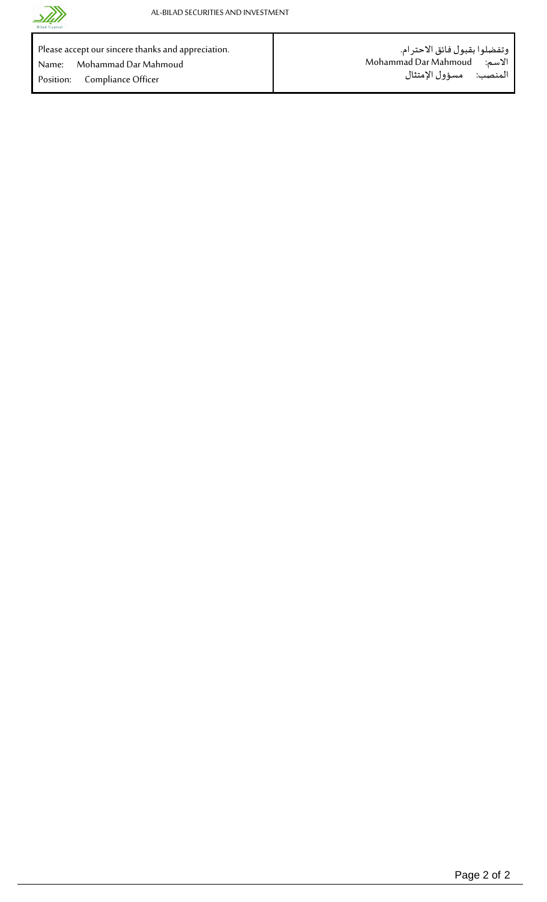| | |
|---|---|
| Please accept our sincere thanks and appreciation.<br>Name: Mohammad Dar Mahmoud<br>Position: Compliance Officer | وتفضلوا بقبول فائق الاحترام.<br>الاسم: Mohammad Dar Mahmoud<br>المنصب: مسؤول الإمتثال |